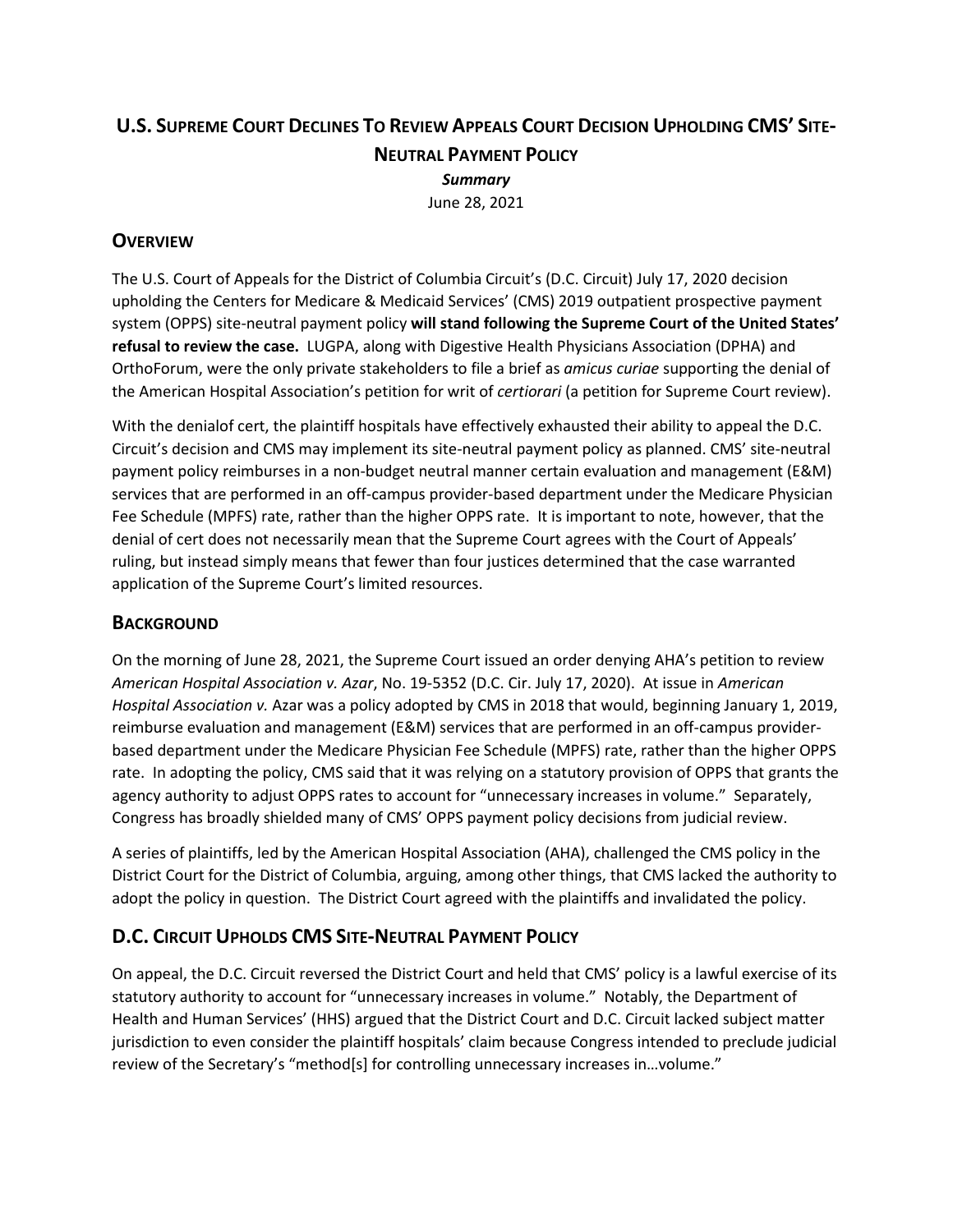# U.S. Supreme Court Declines To Review Appeals Court Decision Upholding CMS' Site-Neutral Payment Policy

***Summary***

June 28, 2021

## Overview

The U.S. Court of Appeals for the District of Columbia Circuit's (D.C. Circuit) July 17, 2020 decision upholding the Centers for Medicare & Medicaid Services' (CMS) 2019 outpatient prospective payment system (OPPS) site-neutral payment policy **will stand following the Supreme Court of the United States' refusal to review the case.** LUGPA, along with Digestive Health Physicians Association (DPHA) and OrthoForum, were the only private stakeholders to file a brief as *amicus curiae* supporting the denial of the American Hospital Association's petition for writ of *certiorari* (a petition for Supreme Court review).

With the denialof cert, the plaintiff hospitals have effectively exhausted their ability to appeal the D.C. Circuit's decision and CMS may implement its site-neutral payment policy as planned. CMS' site-neutral payment policy reimburses in a non-budget neutral manner certain evaluation and management (E&M) services that are performed in an off-campus provider-based department under the Medicare Physician Fee Schedule (MPFS) rate, rather than the higher OPPS rate. It is important to note, however, that the denial of cert does not necessarily mean that the Supreme Court agrees with the Court of Appeals' ruling, but instead simply means that fewer than four justices determined that the case warranted application of the Supreme Court's limited resources.

## Background

On the morning of June 28, 2021, the Supreme Court issued an order denying AHA's petition to review *American Hospital Association v. Azar*, No. 19-5352 (D.C. Cir. July 17, 2020). At issue in *American Hospital Association v.* Azar was a policy adopted by CMS in 2018 that would, beginning January 1, 2019, reimburse evaluation and management (E&M) services that are performed in an off-campus provider-based department under the Medicare Physician Fee Schedule (MPFS) rate, rather than the higher OPPS rate. In adopting the policy, CMS said that it was relying on a statutory provision of OPPS that grants the agency authority to adjust OPPS rates to account for "unnecessary increases in volume." Separately, Congress has broadly shielded many of CMS' OPPS payment policy decisions from judicial review.

A series of plaintiffs, led by the American Hospital Association (AHA), challenged the CMS policy in the District Court for the District of Columbia, arguing, among other things, that CMS lacked the authority to adopt the policy in question. The District Court agreed with the plaintiffs and invalidated the policy.

## D.C. Circuit Upholds CMS Site-Neutral Payment Policy

On appeal, the D.C. Circuit reversed the District Court and held that CMS' policy is a lawful exercise of its statutory authority to account for "unnecessary increases in volume." Notably, the Department of Health and Human Services' (HHS) argued that the District Court and D.C. Circuit lacked subject matter jurisdiction to even consider the plaintiff hospitals' claim because Congress intended to preclude judicial review of the Secretary's "method[s] for controlling unnecessary increases in…volume."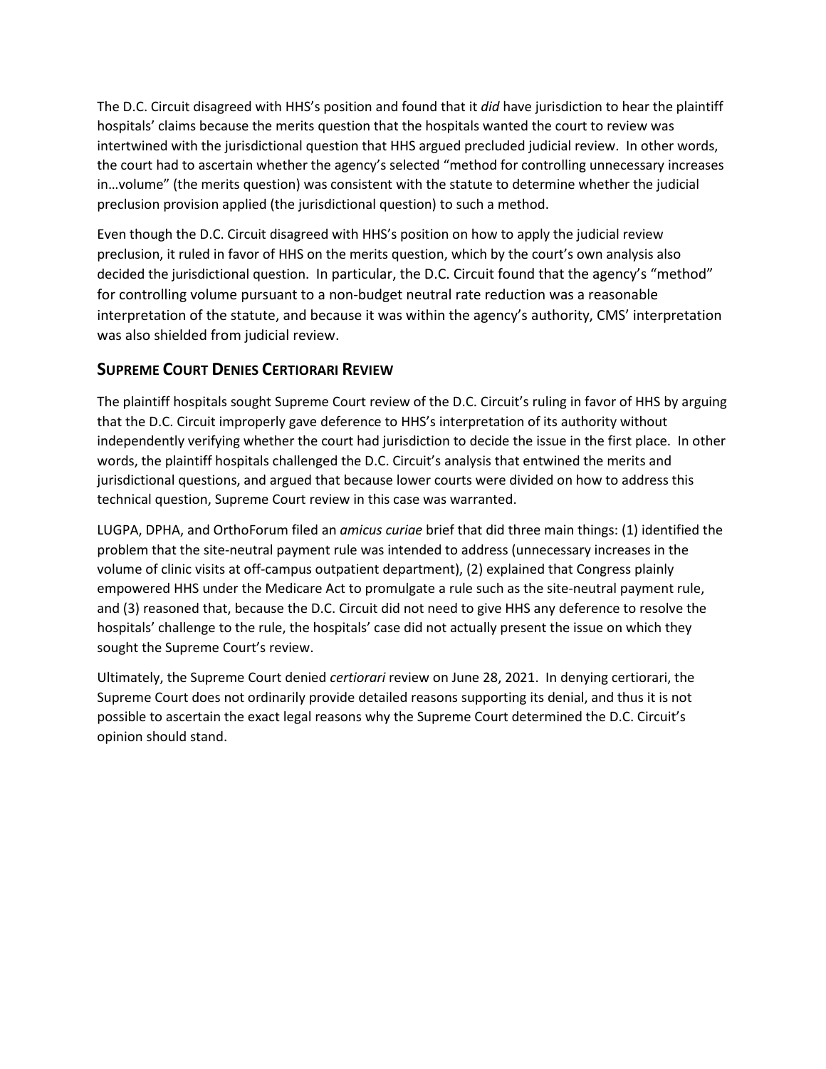The D.C. Circuit disagreed with HHS's position and found that it *did* have jurisdiction to hear the plaintiff hospitals' claims because the merits question that the hospitals wanted the court to review was intertwined with the jurisdictional question that HHS argued precluded judicial review. In other words, the court had to ascertain whether the agency's selected "method for controlling unnecessary increases in…volume" (the merits question) was consistent with the statute to determine whether the judicial preclusion provision applied (the jurisdictional question) to such a method.

Even though the D.C. Circuit disagreed with HHS's position on how to apply the judicial review preclusion, it ruled in favor of HHS on the merits question, which by the court's own analysis also decided the jurisdictional question. In particular, the D.C. Circuit found that the agency's "method" for controlling volume pursuant to a non-budget neutral rate reduction was a reasonable interpretation of the statute, and because it was within the agency's authority, CMS' interpretation was also shielded from judicial review.

## Supreme Court Denies Certiorari Review

The plaintiff hospitals sought Supreme Court review of the D.C. Circuit's ruling in favor of HHS by arguing that the D.C. Circuit improperly gave deference to HHS's interpretation of its authority without independently verifying whether the court had jurisdiction to decide the issue in the first place. In other words, the plaintiff hospitals challenged the D.C. Circuit's analysis that entwined the merits and jurisdictional questions, and argued that because lower courts were divided on how to address this technical question, Supreme Court review in this case was warranted.

LUGPA, DPHA, and OrthoForum filed an *amicus curiae* brief that did three main things: (1) identified the problem that the site-neutral payment rule was intended to address (unnecessary increases in the volume of clinic visits at off-campus outpatient department), (2) explained that Congress plainly empowered HHS under the Medicare Act to promulgate a rule such as the site-neutral payment rule, and (3) reasoned that, because the D.C. Circuit did not need to give HHS any deference to resolve the hospitals' challenge to the rule, the hospitals' case did not actually present the issue on which they sought the Supreme Court's review.

Ultimately, the Supreme Court denied *certiorari* review on June 28, 2021. In denying certiorari, the Supreme Court does not ordinarily provide detailed reasons supporting its denial, and thus it is not possible to ascertain the exact legal reasons why the Supreme Court determined the D.C. Circuit's opinion should stand.